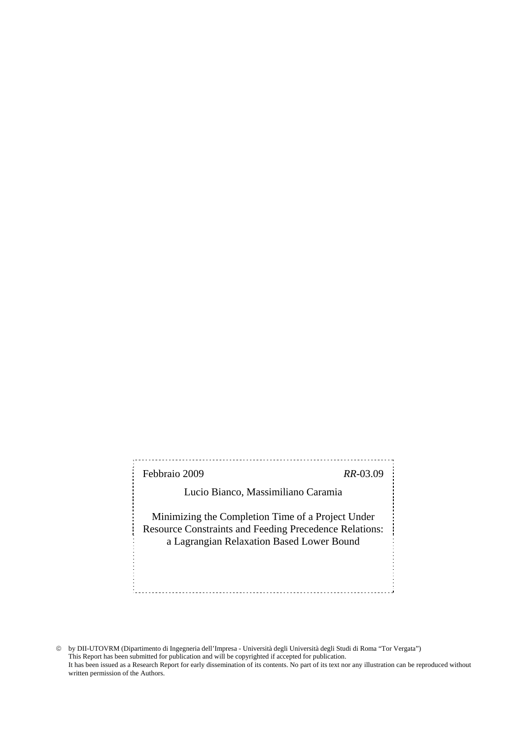Febbraio 2009 *RR*-03.09

Lucio Bianco, Massimiliano Caramia

Minimizing the Completion Time of a Project Under Resource Constraints and Feeding Precedence Relations: a Lagrangian Relaxation Based Lower Bound

© by DII-UTOVRM (Dipartimento di Ingegneria dell'Impresa - Università degli Università degli Studi di Roma "Tor Vergata")
This Report has been submitted for publication and will be copyrighted if accepted for publication.
It has been issued as a Research Report for early dissemination of its contents. No part of its text nor any illustration can be reproduced without written permission of the Authors.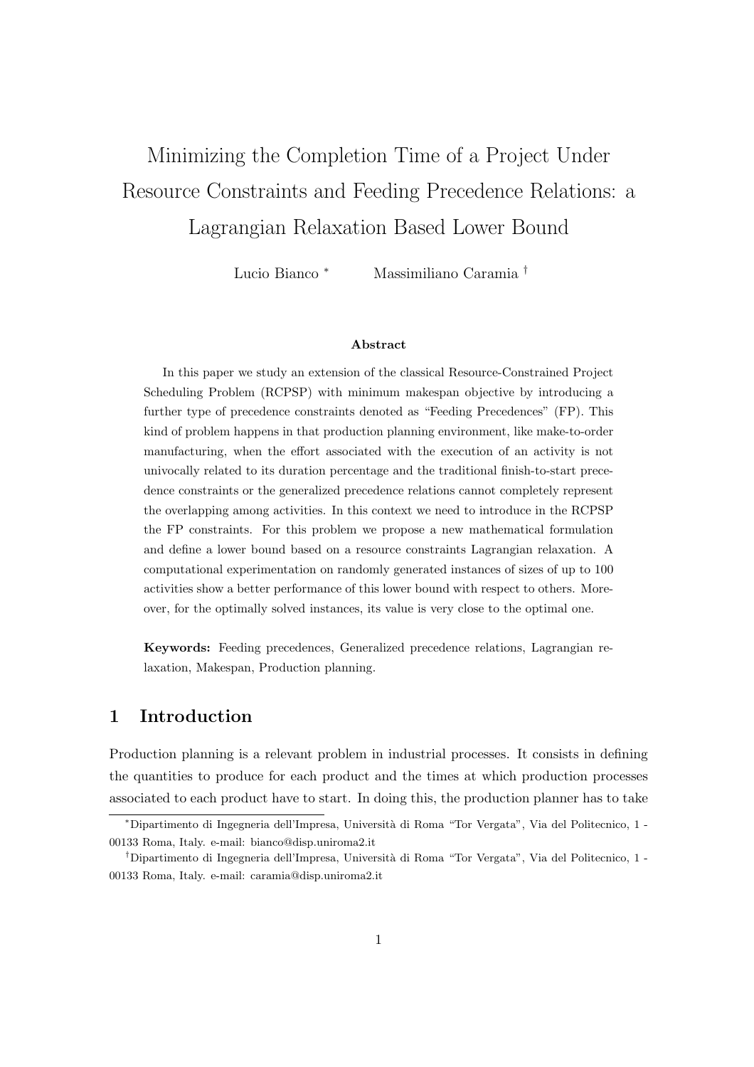# Minimizing the Completion Time of a Project Under Resource Constraints and Feeding Precedence Relations: a Lagrangian Relaxation Based Lower Bound

Lucio Bianco [*] Massimiliano Caramia [†]

**Abstract**

In this paper we study an extension of the classical Resource-Constrained Project Scheduling Problem (RCPSP) with minimum makespan objective by introducing a further type of precedence constraints denoted as "Feeding Precedences" (FP). This kind of problem happens in that production planning environment, like make-to-order manufacturing, when the effort associated with the execution of an activity is not univocally related to its duration percentage and the traditional finish-to-start precedence constraints or the generalized precedence relations cannot completely represent the overlapping among activities. In this context we need to introduce in the RCPSP the FP constraints. For this problem we propose a new mathematical formulation and define a lower bound based on a resource constraints Lagrangian relaxation. A computational experimentation on randomly generated instances of sizes of up to 100 activities show a better performance of this lower bound with respect to others. Moreover, for the optimally solved instances, its value is very close to the optimal one.

**Keywords:** Feeding precedences, Generalized precedence relations, Lagrangian relaxation, Makespan, Production planning.

## 1 Introduction

Production planning is a relevant problem in industrial processes. It consists in defining the quantities to produce for each product and the times at which production processes associated to each product have to start. In doing this, the production planner has to take

[*] Dipartimento di Ingegneria dell'Impresa, Università di Roma "Tor Vergata", Via del Politecnico, 1 - 00133 Roma, Italy. e-mail: bianco@disp.uniroma2.it

[†] Dipartimento di Ingegneria dell'Impresa, Università di Roma "Tor Vergata", Via del Politecnico, 1 - 00133 Roma, Italy. e-mail: caramia@disp.uniroma2.it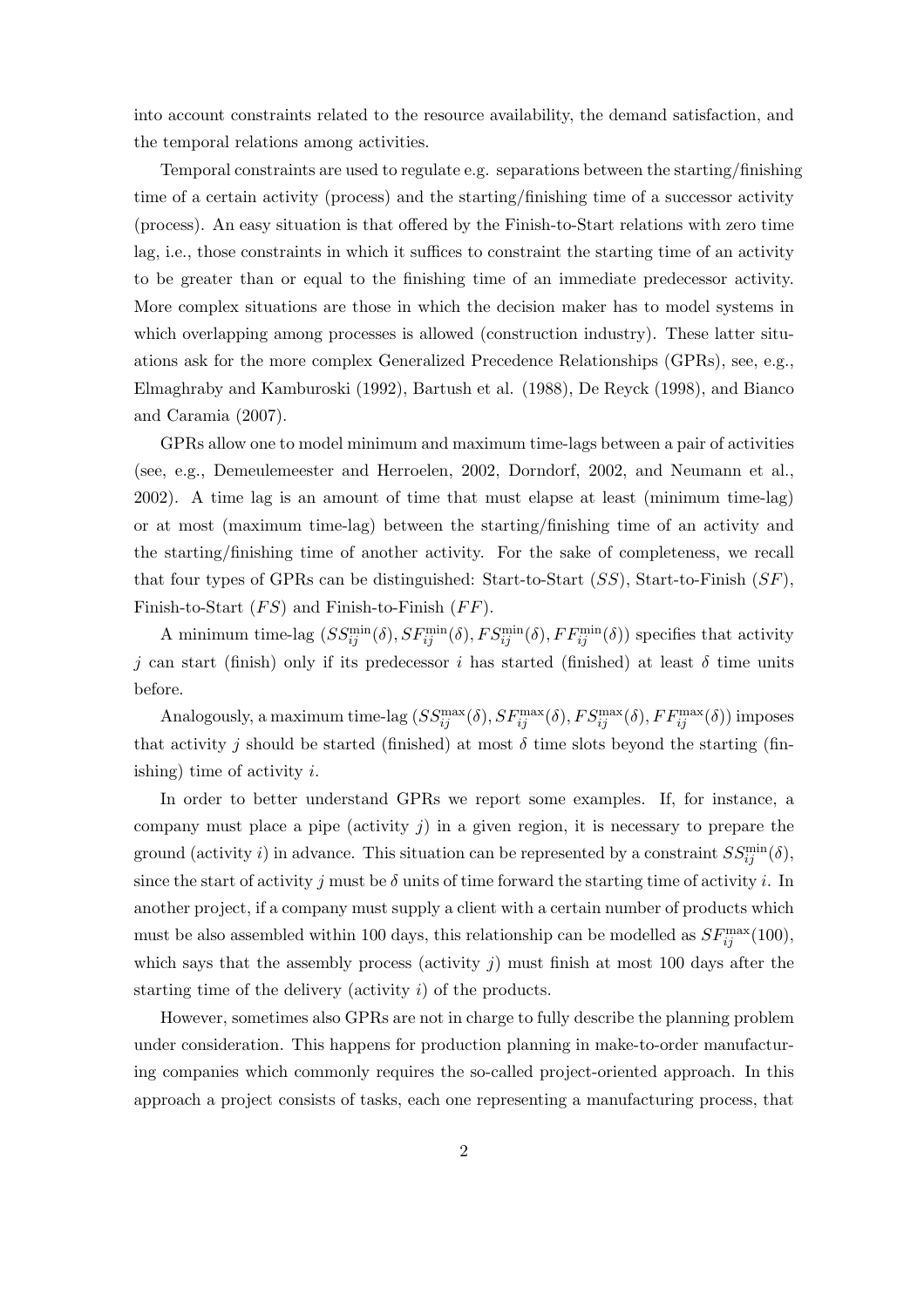into account constraints related to the resource availability, the demand satisfaction, and the temporal relations among activities.

Temporal constraints are used to regulate e.g. separations between the starting/finishing time of a certain activity (process) and the starting/finishing time of a successor activity (process). An easy situation is that offered by the Finish-to-Start relations with zero time lag, i.e., those constraints in which it suffices to constraint the starting time of an activity to be greater than or equal to the finishing time of an immediate predecessor activity. More complex situations are those in which the decision maker has to model systems in which overlapping among processes is allowed (construction industry). These latter situations ask for the more complex Generalized Precedence Relationships (GPRs), see, e.g., Elmaghraby and Kamburoski (1992), Bartush et al. (1988), De Reyck (1998), and Bianco and Caramia (2007).

GPRs allow one to model minimum and maximum time-lags between a pair of activities (see, e.g., Demeulemeester and Herroelen, 2002, Dorndorf, 2002, and Neumann et al., 2002). A time lag is an amount of time that must elapse at least (minimum time-lag) or at most (maximum time-lag) between the starting/finishing time of an activity and the starting/finishing time of another activity. For the sake of completeness, we recall that four types of GPRs can be distinguished: Start-to-Start ($SS$), Start-to-Finish ($SF$), Finish-to-Start ($FS$) and Finish-to-Finish ($FF$).

A minimum time-lag ($SS_{ij}^{\min}(\delta), SF_{ij}^{\min}(\delta), FS_{ij}^{\min}(\delta), FF_{ij}^{\min}(\delta)$) specifies that activity $j$ can start (finish) only if its predecessor $i$ has started (finished) at least $\delta$ time units before.

Analogously, a maximum time-lag ($SS_{ij}^{\max}(\delta), SF_{ij}^{\max}(\delta), FS_{ij}^{\max}(\delta), FF_{ij}^{\max}(\delta)$) imposes that activity $j$ should be started (finished) at most $\delta$ time slots beyond the starting (finishing) time of activity $i$.

In order to better understand GPRs we report some examples. If, for instance, a company must place a pipe (activity $j$) in a given region, it is necessary to prepare the ground (activity $i$) in advance. This situation can be represented by a constraint $SS_{ij}^{\min}(\delta)$, since the start of activity $j$ must be $\delta$ units of time forward the starting time of activity $i$. In another project, if a company must supply a client with a certain number of products which must be also assembled within 100 days, this relationship can be modelled as $SF_{ij}^{\max}(100)$, which says that the assembly process (activity $j$) must finish at most 100 days after the starting time of the delivery (activity $i$) of the products.

However, sometimes also GPRs are not in charge to fully describe the planning problem under consideration. This happens for production planning in make-to-order manufacturing companies which commonly requires the so-called project-oriented approach. In this approach a project consists of tasks, each one representing a manufacturing process, that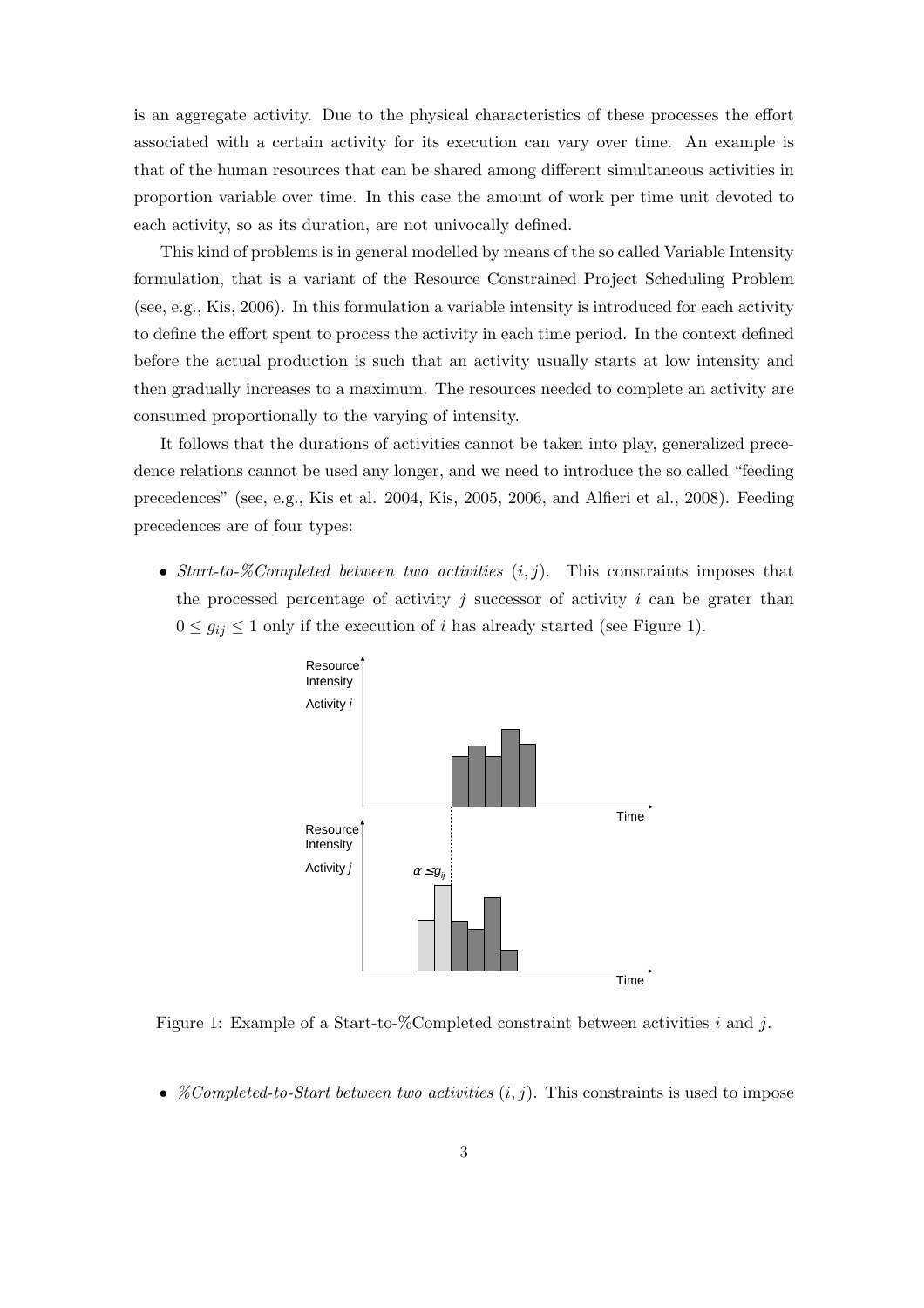is an aggregate activity. Due to the physical characteristics of these processes the effort associated with a certain activity for its execution can vary over time. An example is that of the human resources that can be shared among different simultaneous activities in proportion variable over time. In this case the amount of work per time unit devoted to each activity, so as its duration, are not univocally defined.

This kind of problems is in general modelled by means of the so called Variable Intensity formulation, that is a variant of the Resource Constrained Project Scheduling Problem (see, e.g., Kis, 2006). In this formulation a variable intensity is introduced for each activity to define the effort spent to process the activity in each time period. In the context defined before the actual production is such that an activity usually starts at low intensity and then gradually increases to a maximum. The resources needed to complete an activity are consumed proportionally to the varying of intensity.

It follows that the durations of activities cannot be taken into play, generalized precedence relations cannot be used any longer, and we need to introduce the so called "feeding precedences" (see, e.g., Kis et al. 2004, Kis, 2005, 2006, and Alfieri et al., 2008). Feeding precedences are of four types:

- *Start-to-%Completed between two activities* $(i, j)$. This constraints imposes that the processed percentage of activity $j$ successor of activity $i$ can be grater than $0 \leq g_{ij} \leq 1$ only if the execution of $i$ has already started (see Figure 1).

Figure 1: Example of a Start-to-%Completed constraint between activities $i$ and $j$.

- *%Completed-to-Start between two activities* $(i, j)$. This constraints is used to impose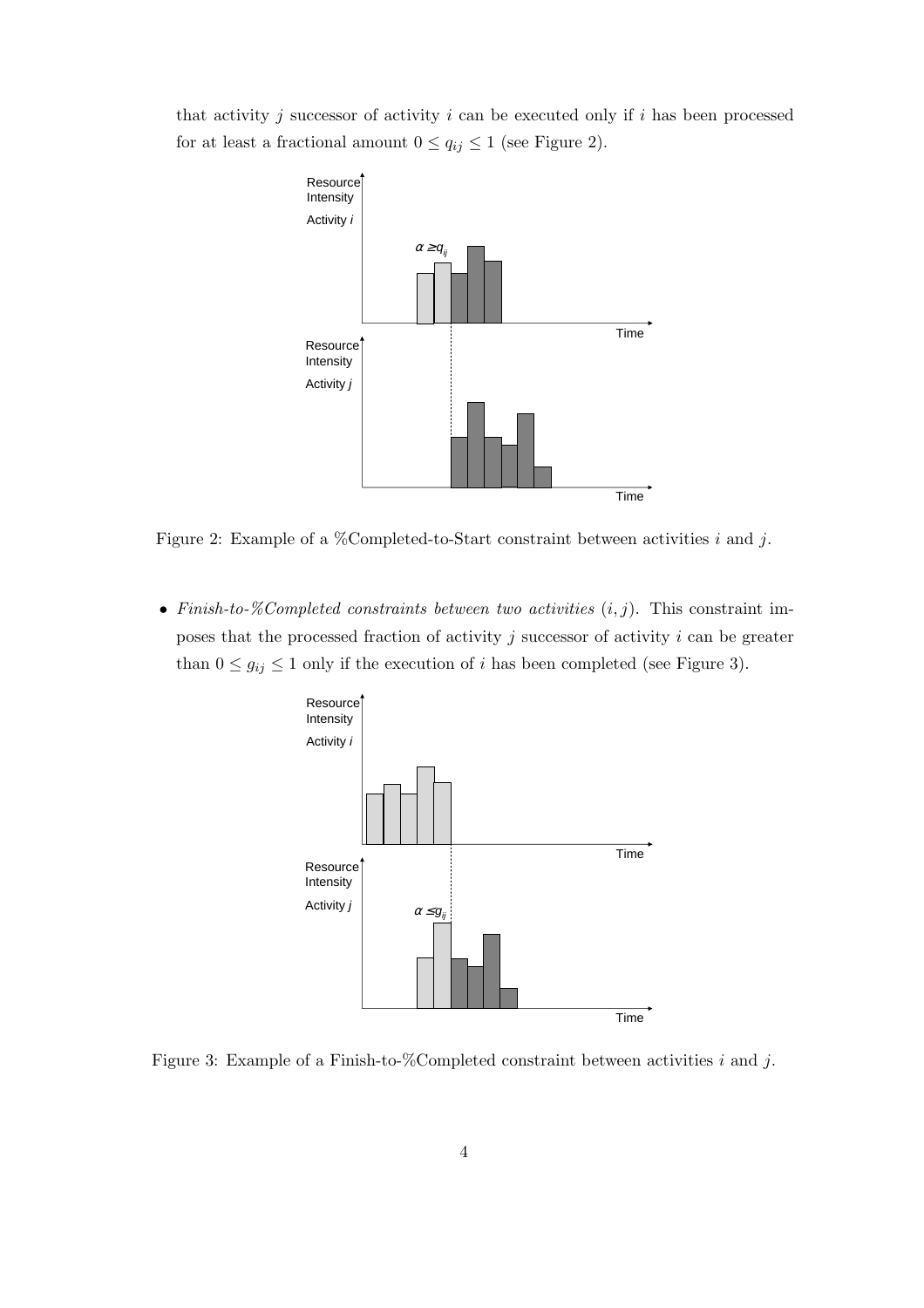that activity $j$ successor of activity $i$ can be executed only if $i$ has been processed for at least a fractional amount $0 \leq q_{ij} \leq 1$ (see Figure 2).

Figure 2: Example of a %Completed-to-Start constraint between activities $i$ and $j$.

- *Finish-to-%Completed constraints between two activities* $(i, j)$. This constraint imposes that the processed fraction of activity $j$ successor of activity $i$ can be greater than $0 \leq g_{ij} \leq 1$ only if the execution of $i$ has been completed (see Figure 3).

Figure 3: Example of a Finish-to-%Completed constraint between activities $i$ and $j$.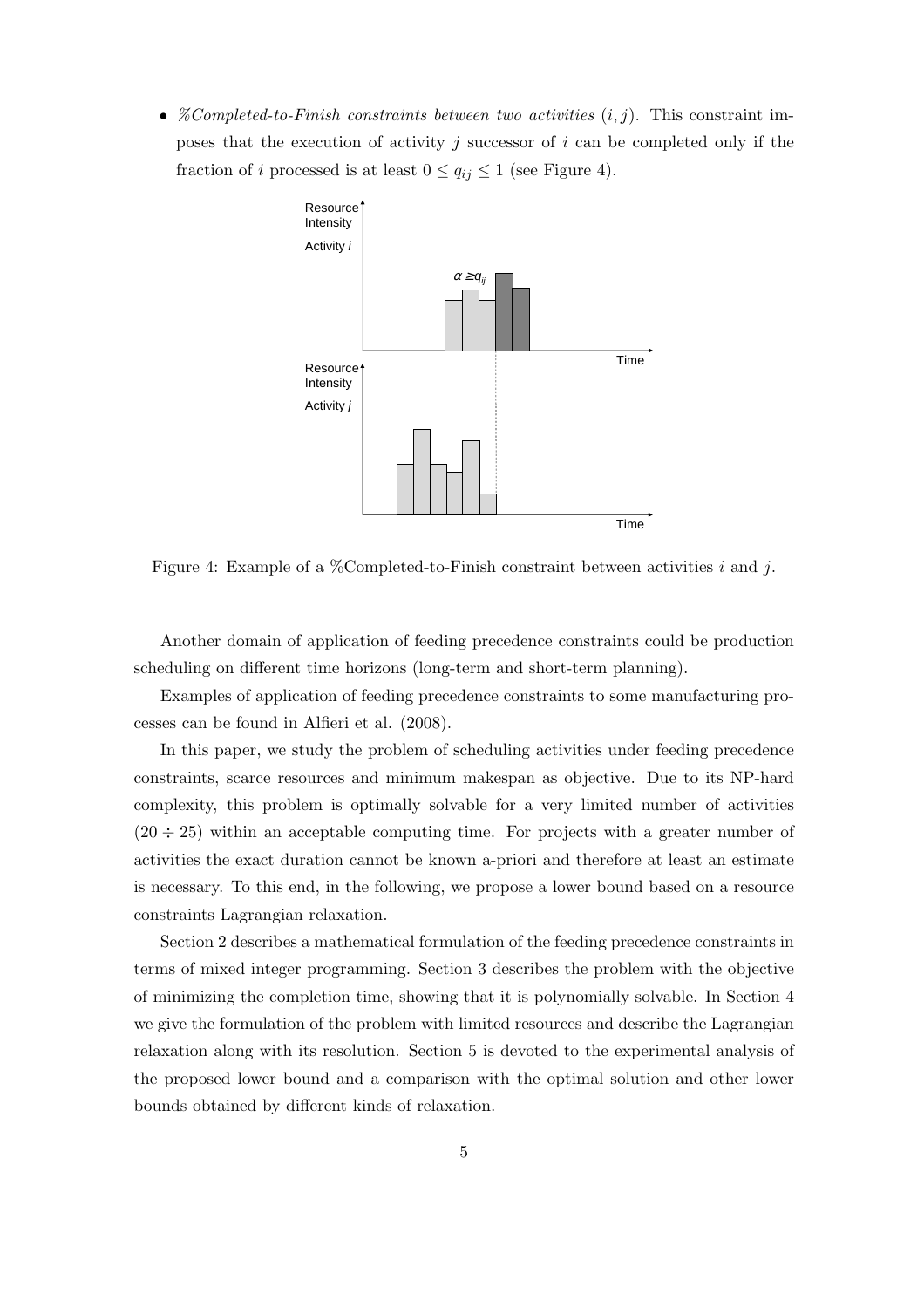- *%Completed-to-Finish constraints between two activities* $(i, j)$. This constraint imposes that the execution of activity $j$ successor of $i$ can be completed only if the fraction of $i$ processed is at least $0 \leq q_{ij} \leq 1$ (see Figure 4).

Figure 4: Example of a %Completed-to-Finish constraint between activities $i$ and $j$.

Another domain of application of feeding precedence constraints could be production scheduling on different time horizons (long-term and short-term planning).

Examples of application of feeding precedence constraints to some manufacturing processes can be found in Alfieri et al. (2008).

In this paper, we study the problem of scheduling activities under feeding precedence constraints, scarce resources and minimum makespan as objective. Due to its NP-hard complexity, this problem is optimally solvable for a very limited number of activities $(20 \div 25)$ within an acceptable computing time. For projects with a greater number of activities the exact duration cannot be known a-priori and therefore at least an estimate is necessary. To this end, in the following, we propose a lower bound based on a resource constraints Lagrangian relaxation.

Section 2 describes a mathematical formulation of the feeding precedence constraints in terms of mixed integer programming. Section 3 describes the problem with the objective of minimizing the completion time, showing that it is polynomially solvable. In Section 4 we give the formulation of the problem with limited resources and describe the Lagrangian relaxation along with its resolution. Section 5 is devoted to the experimental analysis of the proposed lower bound and a comparison with the optimal solution and other lower bounds obtained by different kinds of relaxation.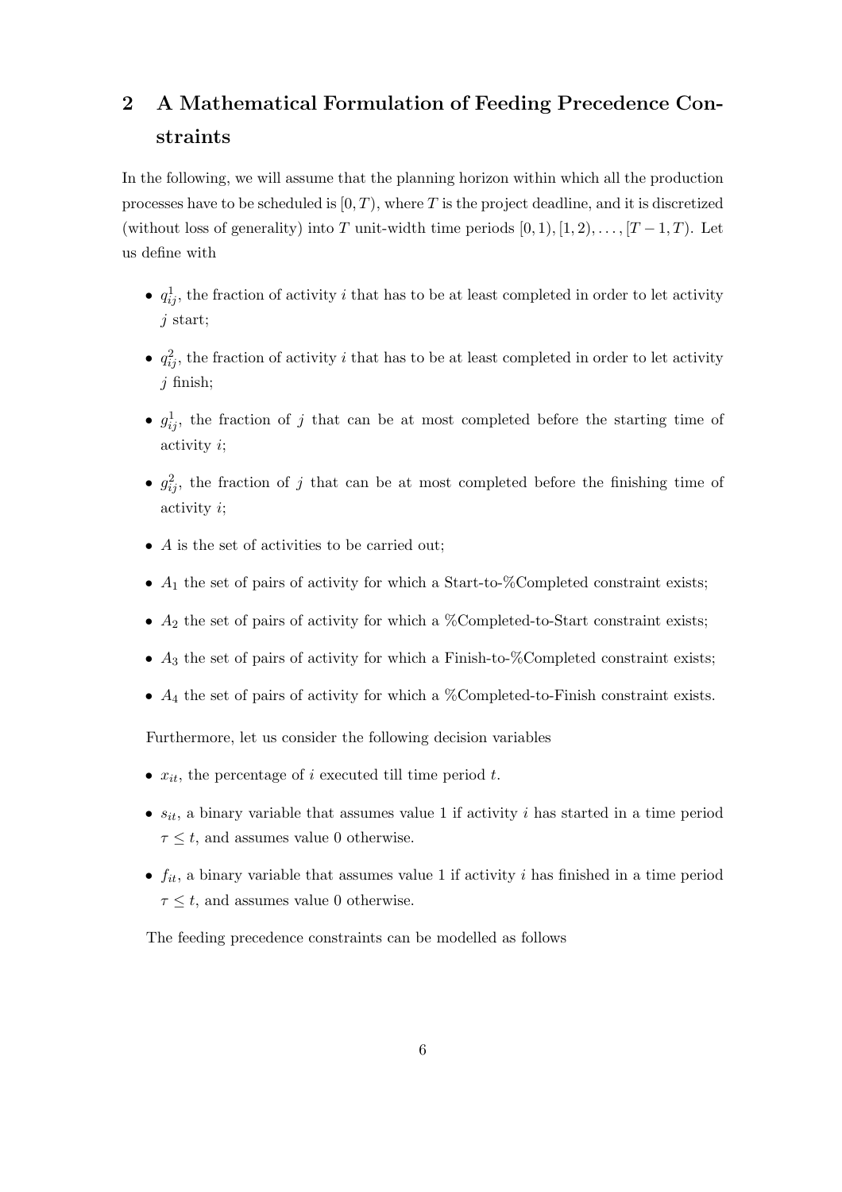## 2 A Mathematical Formulation of Feeding Precedence Constraints

In the following, we will assume that the planning horizon within which all the production processes have to be scheduled is $[0, T)$, where $T$ is the project deadline, and it is discretized (without loss of generality) into $T$ unit-width time periods $[0, 1), [1, 2), \ldots, [T-1, T)$. Let us define with

- $q^1_{ij}$, the fraction of activity $i$ that has to be at least completed in order to let activity $j$ start;
- $q^2_{ij}$, the fraction of activity $i$ that has to be at least completed in order to let activity $j$ finish;
- $g^1_{ij}$, the fraction of $j$ that can be at most completed before the starting time of activity $i$;
- $g^2_{ij}$, the fraction of $j$ that can be at most completed before the finishing time of activity $i$;
- $A$ is the set of activities to be carried out;
- $A_1$ the set of pairs of activity for which a Start-to-%Completed constraint exists;
- $A_2$ the set of pairs of activity for which a %Completed-to-Start constraint exists;
- $A_3$ the set of pairs of activity for which a Finish-to-%Completed constraint exists;
- $A_4$ the set of pairs of activity for which a %Completed-to-Finish constraint exists.

Furthermore, let us consider the following decision variables

- $x_{it}$, the percentage of $i$ executed till time period $t$.
- $s_{it}$, a binary variable that assumes value 1 if activity $i$ has started in a time period $\tau \leq t$, and assumes value 0 otherwise.
- $f_{it}$, a binary variable that assumes value 1 if activity $i$ has finished in a time period $\tau \leq t$, and assumes value 0 otherwise.

The feeding precedence constraints can be modelled as follows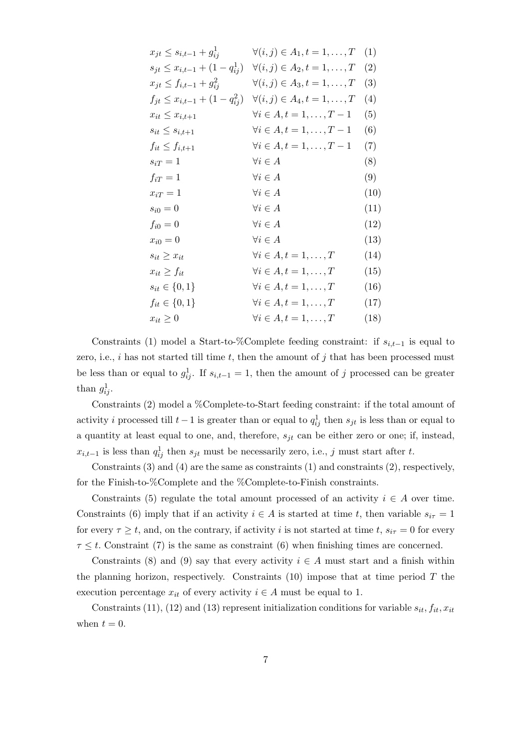$$
\begin{array}{lll}
x_{jt} \leq s_{i,t-1} + g_{ij}^1 & \forall (i,j) \in A_1, t = 1, \ldots, T & (1) \\
s_{jt} \leq x_{i,t-1} + (1 - q_{ij}^1) & \forall (i,j) \in A_2, t = 1, \ldots, T & (2) \\
x_{jt} \leq f_{i,t-1} + g_{ij}^2 & \forall (i,j) \in A_3, t = 1, \ldots, T & (3) \\
f_{jt} \leq x_{i,t-1} + (1 - q_{ij}^2) & \forall (i,j) \in A_4, t = 1, \ldots, T & (4) \\
x_{it} \leq x_{i,t+1} & \forall i \in A, t = 1, \ldots, T-1 & (5) \\
s_{it} \leq s_{i,t+1} & \forall i \in A, t = 1, \ldots, T-1 & (6) \\
f_{it} \leq f_{i,t+1} & \forall i \in A, t = 1, \ldots, T-1 & (7) \\
s_{iT} = 1 & \forall i \in A & (8) \\
f_{iT} = 1 & \forall i \in A & (9) \\
x_{iT} = 1 & \forall i \in A & (10) \\
s_{i0} = 0 & \forall i \in A & (11) \\
f_{i0} = 0 & \forall i \in A & (12) \\
x_{i0} = 0 & \forall i \in A & (13) \\
s_{it} \geq x_{it} & \forall i \in A, t = 1, \ldots, T & (14) \\
x_{it} \geq f_{it} & \forall i \in A, t = 1, \ldots, T & (15) \\
s_{it} \in \{0, 1\} & \forall i \in A, t = 1, \ldots, T & (16) \\
f_{it} \in \{0, 1\} & \forall i \in A, t = 1, \ldots, T & (17) \\
x_{it} \geq 0 & \forall i \in A, t = 1, \ldots, T & (18)
\end{array}
$$

Constraints (1) model a Start-to-%Complete feeding constraint: if $s_{i,t-1}$ is equal to zero, i.e., $i$ has not started till time $t$, then the amount of $j$ that has been processed must be less than or equal to $g_{ij}^1$. If $s_{i,t-1} = 1$, then the amount of $j$ processed can be greater than $g_{ij}^1$.

Constraints (2) model a %Complete-to-Start feeding constraint: if the total amount of activity $i$ processed till $t-1$ is greater than or equal to $q_{ij}^1$ then $s_{jt}$ is less than or equal to a quantity at least equal to one, and, therefore, $s_{jt}$ can be either zero or one; if, instead, $x_{i,t-1}$ is less than $q_{ij}^1$ then $s_{jt}$ must be necessarily zero, i.e., $j$ must start after $t$.

Constraints (3) and (4) are the same as constraints (1) and constraints (2), respectively, for the Finish-to-%Complete and the %Complete-to-Finish constraints.

Constraints (5) regulate the total amount processed of an activity $i \in A$ over time. Constraints (6) imply that if an activity $i \in A$ is started at time $t$, then variable $s_{i\tau} = 1$ for every $\tau \geq t$, and, on the contrary, if activity $i$ is not started at time $t$, $s_{i\tau} = 0$ for every $\tau \leq t$. Constraint (7) is the same as constraint (6) when finishing times are concerned.

Constraints (8) and (9) say that every activity $i \in A$ must start and a finish within the planning horizon, respectively. Constraints (10) impose that at time period $T$ the execution percentage $x_{it}$ of every activity $i \in A$ must be equal to 1.

Constraints (11), (12) and (13) represent initialization conditions for variable $s_{it}, f_{it}, x_{it}$ when $t = 0$.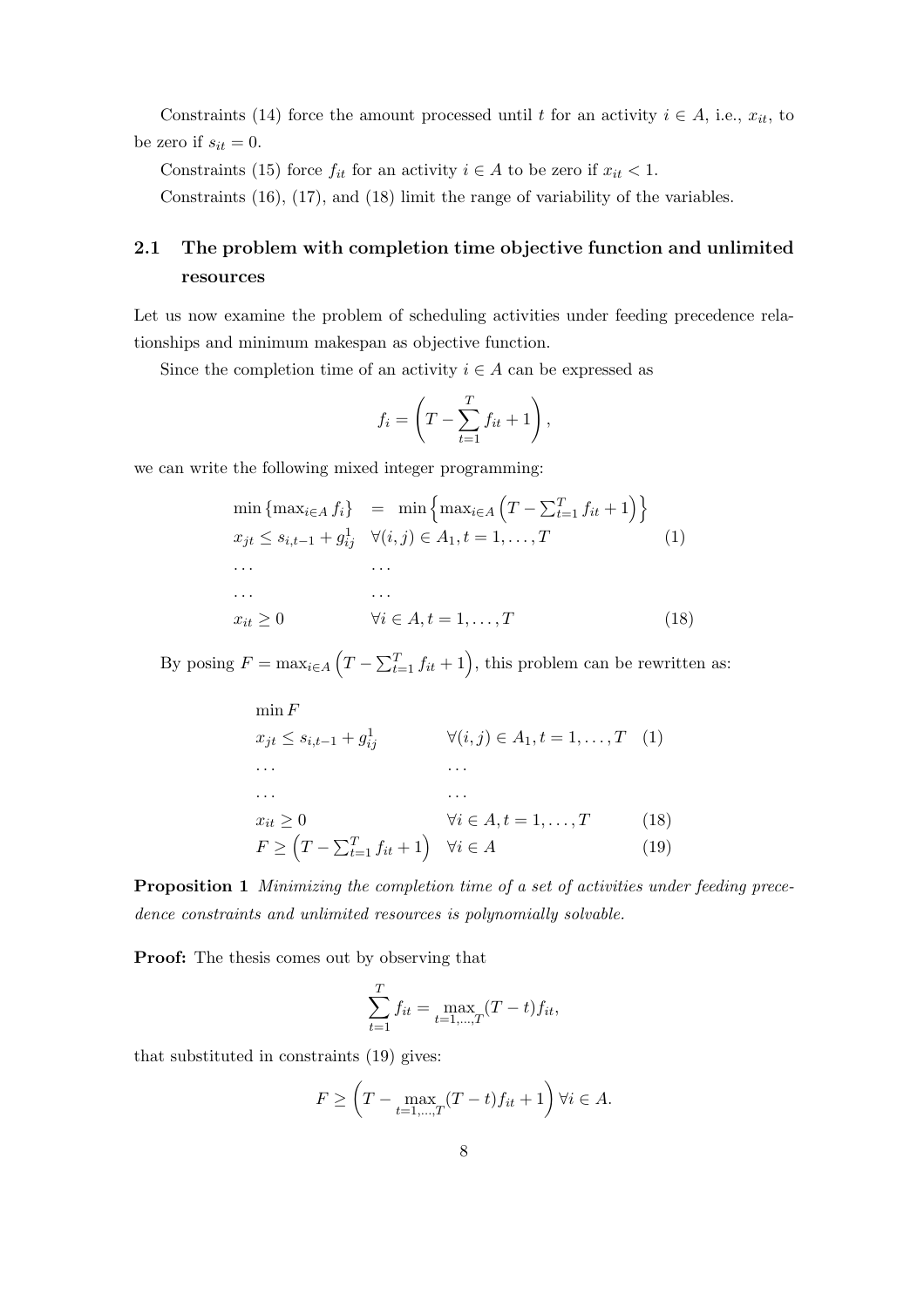Constraints (14) force the amount processed until $t$ for an activity $i \in A$, i.e., $x_{it}$, to be zero if $s_{it} = 0$.

Constraints (15) force $f_{it}$ for an activity $i \in A$ to be zero if $x_{it} < 1$.

Constraints (16), (17), and (18) limit the range of variability of the variables.

### 2.1 The problem with completion time objective function and unlimited resources

Let us now examine the problem of scheduling activities under feeding precedence relationships and minimum makespan as objective function.

Since the completion time of an activity $i \in A$ can be expressed as

$$f_i = \left(T - \sum_{t=1}^{T} f_{it} + 1\right),$$

we can write the following mixed integer programming:

$$
\begin{array}{lll}
\min \{\max_{i \in A} f_i\} & = \min \left\{ \max_{i \in A} \left(T - \sum_{t=1}^{T} f_{it} + 1\right) \right\} & \\
x_{jt} \leq s_{i,t-1} + g_{ij}^1 & \forall (i,j) \in A_1, t = 1, \ldots, T & (1) \\
\ldots & \ldots & \\
\ldots & \ldots & \\
x_{it} \geq 0 & \forall i \in A, t = 1, \ldots, T & (18)
\end{array}
$$

By posing $F = \max_{i \in A} \left(T - \sum_{t=1}^{T} f_{it} + 1\right)$, this problem can be rewritten as:

$$
\begin{array}{lll}
\min F & & \\
x_{jt} \leq s_{i,t-1} + g_{ij}^1 & \forall (i,j) \in A_1, t = 1, \ldots, T & (1) \\
\ldots & \ldots & \\
\ldots & \ldots & \\
x_{it} \geq 0 & \forall i \in A, t = 1, \ldots, T & (18) \\
F \geq \left(T - \sum_{t=1}^{T} f_{it} + 1\right) & \forall i \in A & (19)
\end{array}
$$

**Proposition 1** *Minimizing the completion time of a set of activities under feeding precedence constraints and unlimited resources is polynomially solvable.*

**Proof:** The thesis comes out by observing that

$$\sum_{t=1}^{T} f_{it} = \max_{t=1,\ldots,T} (T - t) f_{it},$$

that substituted in constraints (19) gives:

$$F \geq \left(T - \max_{t=1,\ldots,T} (T - t) f_{it} + 1\right) \forall i \in A.$$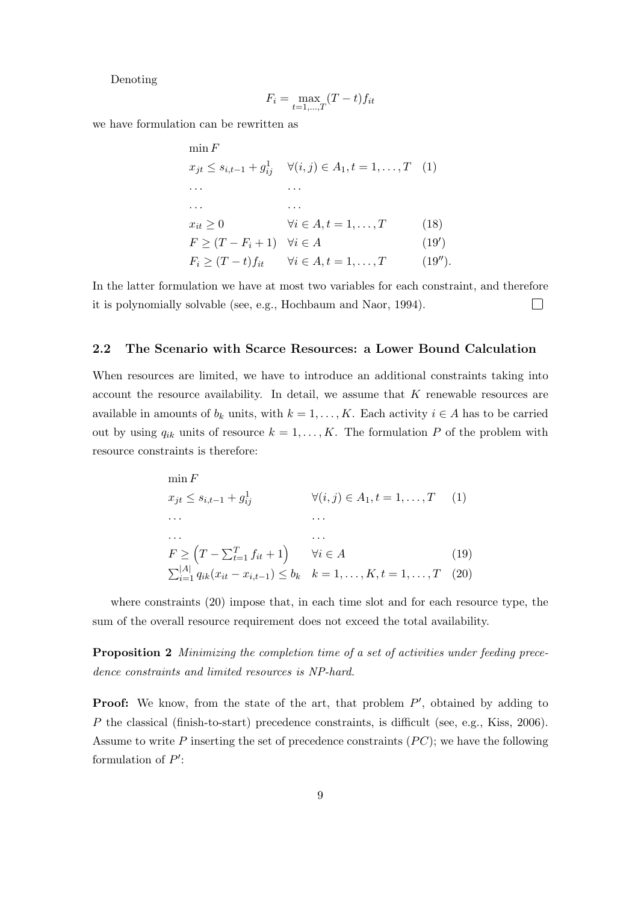Denoting

$$F_i = \max_{t=1,\dots,T} (T-t) f_{it}$$

we have formulation can be rewritten as

$$
\begin{array}{lll}
\min F & & \\
x_{jt} \leq s_{i,t-1} + g^1_{ij} & \forall (i,j) \in A_1, t = 1, \dots, T & (1) \\
\dots & \dots & \\
\dots & \dots & \\
x_{it} \geq 0 & \forall i \in A, t = 1, \dots, T & (18) \\
F \geq (T - F_i + 1) & \forall i \in A & (19') \\
F_i \geq (T-t) f_{it} & \forall i \in A, t = 1, \dots, T & (19'').
\end{array}
$$

In the latter formulation we have at most two variables for each constraint, and therefore it is polynomially solvable (see, e.g., Hochbaum and Naor, 1994). □

### 2.2 The Scenario with Scarce Resources: a Lower Bound Calculation

When resources are limited, we have to introduce an additional constraints taking into account the resource availability. In detail, we assume that $K$ renewable resources are available in amounts of $b_k$ units, with $k = 1, \dots, K$. Each activity $i \in A$ has to be carried out by using $q_{ik}$ units of resource $k = 1, \dots, K$. The formulation $P$ of the problem with resource constraints is therefore:

$$
\begin{array}{lll}
\min F & & \\
x_{jt} \leq s_{i,t-1} + g^1_{ij} & \forall (i,j) \in A_1, t = 1, \dots, T & (1) \\
\dots & \dots & \\
\dots & \dots & \\
F \geq \left(T - \sum_{t=1}^{T} f_{it} + 1\right) & \forall i \in A & (19) \\
\sum_{i=1}^{|A|} q_{ik}(x_{it} - x_{i,t-1}) \leq b_k & k = 1, \dots, K, t = 1, \dots, T & (20)
\end{array}
$$

where constraints (20) impose that, in each time slot and for each resource type, the sum of the overall resource requirement does not exceed the total availability.

**Proposition 2** *Minimizing the completion time of a set of activities under feeding precedence constraints and limited resources is NP-hard.*

**Proof:** We know, from the state of the art, that problem $P'$, obtained by adding to $P$ the classical (finish-to-start) precedence constraints, is difficult (see, e.g., Kiss, 2006). Assume to write $P$ inserting the set of precedence constraints ($PC$); we have the following formulation of $P'$: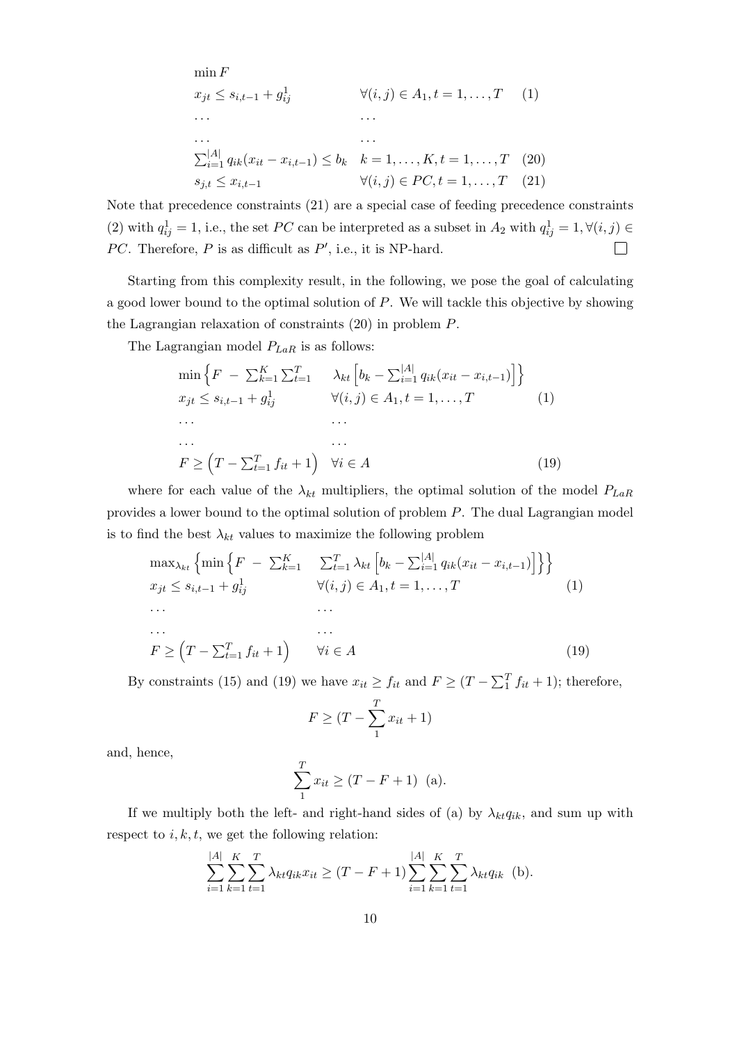$$
\begin{array}{lll}
\min F & & \\
x_{jt} \leq s_{i,t-1} + g^1_{ij} & \forall (i,j) \in A_1, t = 1, \ldots, T & (1) \\
\ldots & \ldots & \\
\ldots & \ldots & \\
\sum_{i=1}^{|A|} q_{ik}(x_{it} - x_{i,t-1}) \leq b_k & k = 1, \ldots, K, t = 1, \ldots, T & (20) \\
s_{j,t} \leq x_{i,t-1} & \forall (i,j) \in PC, t = 1, \ldots, T & (21)
\end{array}
$$

Note that precedence constraints (21) are a special case of feeding precedence constraints (2) with $q^1_{ij} = 1$, i.e., the set $PC$ can be interpreted as a subset in $A_2$ with $q^1_{ij} = 1, \forall (i,j) \in PC$. Therefore, $P$ is as difficult as $P'$, i.e., it is NP-hard. □

Starting from this complexity result, in the following, we pose the goal of calculating a good lower bound to the optimal solution of $P$. We will tackle this objective by showing the Lagrangian relaxation of constraints (20) in problem $P$.

The Lagrangian model $P_{LaR}$ is as follows:

$$
\begin{array}{lll}
\min \left\{ F \; - \; \sum_{k=1}^{K} \sum_{t=1}^{T} \lambda_{kt} \left[ b_k - \sum_{i=1}^{|A|} q_{ik}(x_{it} - x_{i,t-1}) \right] \right\} & & \\
x_{jt} \leq s_{i,t-1} + g^1_{ij} & \forall (i,j) \in A_1, t = 1, \ldots, T & (1) \\
\ldots & \ldots & \\
\ldots & \ldots & \\
F \geq \left( T - \sum_{t=1}^{T} f_{it} + 1 \right) & \forall i \in A & (19)
\end{array}
$$

where for each value of the $\lambda_{kt}$ multipliers, the optimal solution of the model $P_{LaR}$ provides a lower bound to the optimal solution of problem $P$. The dual Lagrangian model is to find the best $\lambda_{kt}$ values to maximize the following problem

$$
\begin{array}{lll}
\max_{\lambda_{kt}} \left\{ \min \left\{ F \; - \; \sum_{k=1}^{K} \sum_{t=1}^{T} \lambda_{kt} \left[ b_k - \sum_{i=1}^{|A|} q_{ik}(x_{it} - x_{i,t-1}) \right] \right\} \right\} & & \\
x_{jt} \leq s_{i,t-1} + g^1_{ij} & \forall (i,j) \in A_1, t = 1, \ldots, T & (1) \\
\ldots & \ldots & \\
\ldots & \ldots & \\
F \geq \left( T - \sum_{t=1}^{T} f_{it} + 1 \right) & \forall i \in A & (19)
\end{array}
$$

By constraints (15) and (19) we have $x_{it} \geq f_{it}$ and $F \geq (T - \sum_1^T f_{it} + 1)$; therefore,

$$
F \geq (T - \sum_1^T x_{it} + 1)
$$

and, hence,

$$
\sum_1^T x_{it} \geq (T - F + 1) \;\; \text{(a)}.
$$

If we multiply both the left- and right-hand sides of (a) by $\lambda_{kt} q_{ik}$, and sum up with respect to $i, k, t$, we get the following relation:

$$
\sum_{i=1}^{|A|} \sum_{k=1}^{K} \sum_{t=1}^{T} \lambda_{kt} q_{ik} x_{it} \geq (T - F + 1) \sum_{i=1}^{|A|} \sum_{k=1}^{K} \sum_{t=1}^{T} \lambda_{kt} q_{ik} \;\; \text{(b)}.
$$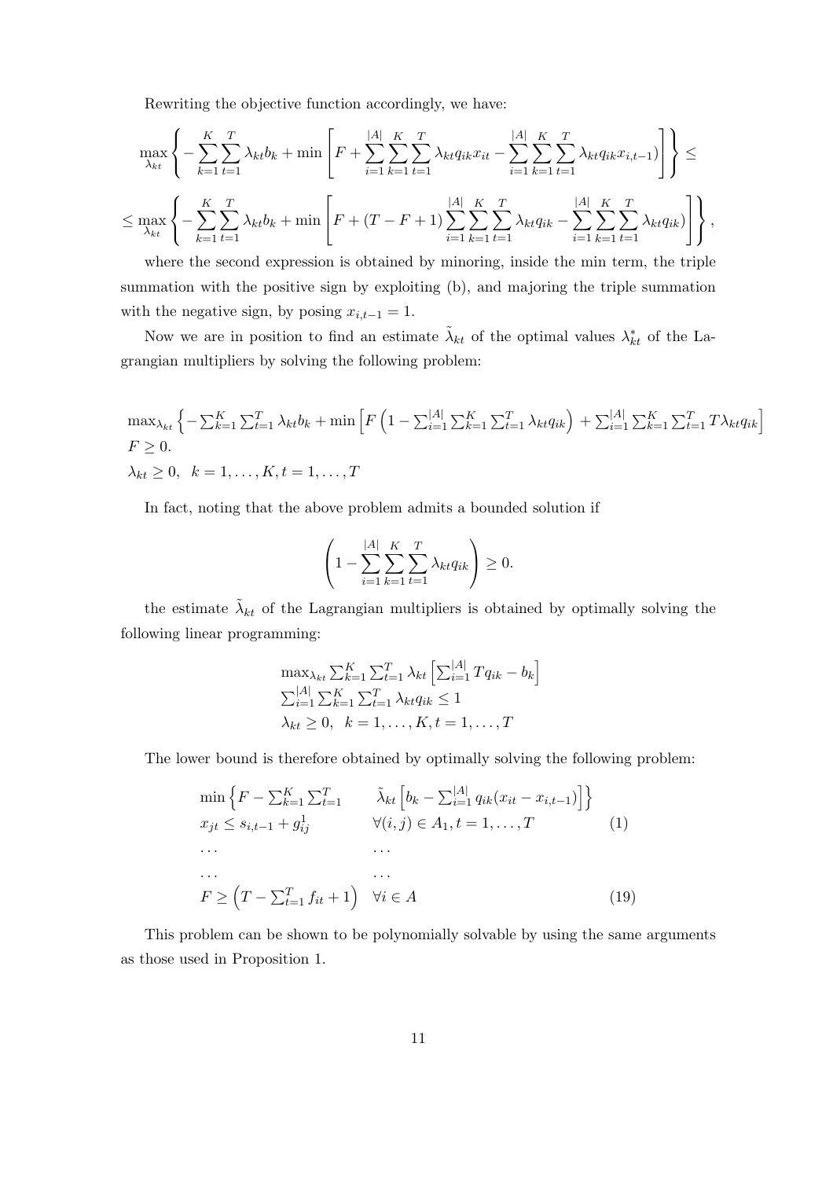Rewriting the objective function accordingly, we have:

$$\max_{\lambda_{kt}} \left\{ -\sum_{k=1}^{K}\sum_{t=1}^{T} \lambda_{kt} b_k + \min \left[ F + \sum_{i=1}^{|A|}\sum_{k=1}^{K}\sum_{t=1}^{T} \lambda_{kt} q_{ik} x_{it} - \sum_{i=1}^{|A|}\sum_{k=1}^{K}\sum_{t=1}^{T} \lambda_{kt} q_{ik} x_{i,t-1} ) \right] \right\} \leq$$

$$\leq \max_{\lambda_{kt}} \left\{ -\sum_{k=1}^{K}\sum_{t=1}^{T} \lambda_{kt} b_k + \min \left[ F + (T - F + 1) \sum_{i=1}^{|A|}\sum_{k=1}^{K}\sum_{t=1}^{T} \lambda_{kt} q_{ik} - \sum_{i=1}^{|A|}\sum_{k=1}^{K}\sum_{t=1}^{T} \lambda_{kt} q_{ik} ) \right] \right\},$$

where the second expression is obtained by minoring, inside the min term, the triple summation with the positive sign by exploiting (b), and majoring the triple summation with the negative sign, by posing $x_{i,t-1} = 1$.

Now we are in position to find an estimate $\tilde{\lambda}_{kt}$ of the optimal values $\lambda^*_{kt}$ of the Lagrangian multipliers by solving the following problem:

$$\max_{\lambda_{kt}} \left\{ -\sum_{k=1}^{K}\sum_{t=1}^{T} \lambda_{kt} b_k + \min \left[ F \left( 1 - \sum_{i=1}^{|A|}\sum_{k=1}^{K}\sum_{t=1}^{T} \lambda_{kt} q_{ik} \right) + \sum_{i=1}^{|A|}\sum_{k=1}^{K}\sum_{t=1}^{T} T \lambda_{kt} q_{ik} \right] \right.$$
$$F \geq 0.$$
$$\lambda_{kt} \geq 0, \quad k = 1, \ldots, K, t = 1, \ldots, T$$

In fact, noting that the above problem admits a bounded solution if

$$\left( 1 - \sum_{i=1}^{|A|}\sum_{k=1}^{K}\sum_{t=1}^{T} \lambda_{kt} q_{ik} \right) \geq 0.$$

the estimate $\tilde{\lambda}_{kt}$ of the Lagrangian multipliers is obtained by optimally solving the following linear programming:

$$\begin{aligned}
&\max_{\lambda_{kt}} \sum_{k=1}^{K}\sum_{t=1}^{T} \lambda_{kt} \left[ \sum_{i=1}^{|A|} T q_{ik} - b_k \right] \\
&\sum_{i=1}^{|A|}\sum_{k=1}^{K}\sum_{t=1}^{T} \lambda_{kt} q_{ik} \leq 1 \\
&\lambda_{kt} \geq 0, \quad k = 1, \ldots, K, t = 1, \ldots, T
\end{aligned}$$

The lower bound is therefore obtained by optimally solving the following problem:

$$\begin{aligned}
&\min \left\{ F - \sum_{k=1}^{K}\sum_{t=1}^{T} \tilde{\lambda}_{kt} \left[ b_k - \sum_{i=1}^{|A|} q_{ik}(x_{it} - x_{i,t-1}) \right] \right\} \\
&x_{jt} \leq s_{i,t-1} + g^1_{ij} \qquad \forall (i,j) \in A_1, t = 1, \ldots, T \qquad (1) \\
&\ldots \qquad \ldots \\
&\ldots \qquad \ldots \\
&F \geq \left( T - \sum_{t=1}^{T} f_{it} + 1 \right) \quad \forall i \in A \qquad (19)
\end{aligned}$$

This problem can be shown to be polynomially solvable by using the same arguments as those used in Proposition 1.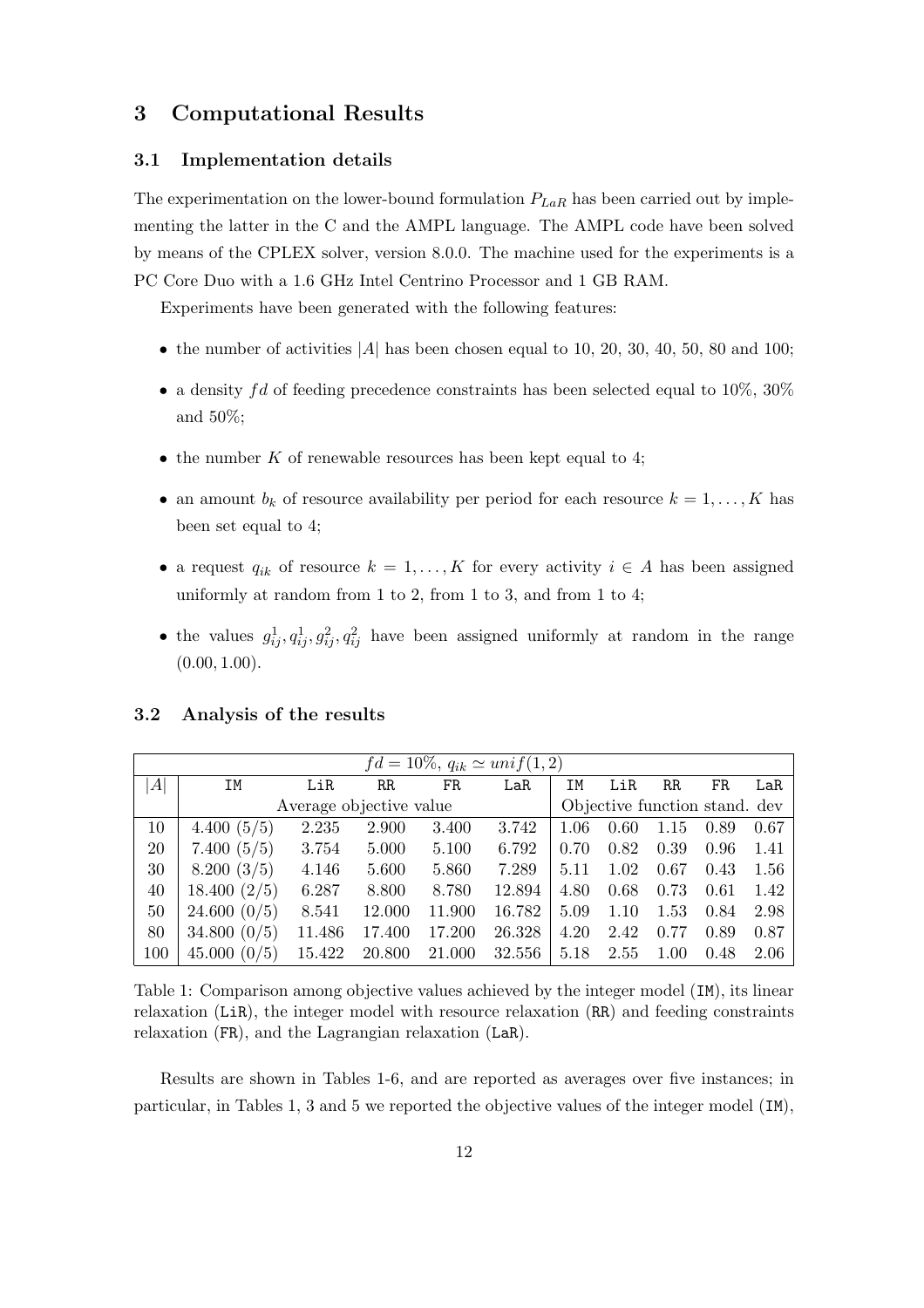## 3 Computational Results

### 3.1 Implementation details

The experimentation on the lower-bound formulation $P_{LaR}$ has been carried out by implementing the latter in the C and the AMPL language. The AMPL code have been solved by means of the CPLEX solver, version 8.0.0. The machine used for the experiments is a PC Core Duo with a 1.6 GHz Intel Centrino Processor and 1 GB RAM.

Experiments have been generated with the following features:

- the number of activities $|A|$ has been chosen equal to 10, 20, 30, 40, 50, 80 and 100;
- a density $fd$ of feeding precedence constraints has been selected equal to 10%, 30% and 50%;
- the number $K$ of renewable resources has been kept equal to 4;
- an amount $b_k$ of resource availability per period for each resource $k = 1, \ldots, K$ has been set equal to 4;
- a request $q_{ik}$ of resource $k = 1, \ldots, K$ for every activity $i \in A$ has been assigned uniformly at random from 1 to 2, from 1 to 3, and from 1 to 4;
- the values $g_{ij}^1, q_{ij}^1, g_{ij}^2, q_{ij}^2$ have been assigned uniformly at random in the range $(0.00, 1.00)$.

### 3.2 Analysis of the results

| $fd = 10\%$, $q_{ik} \simeq unif(1, 2)$ | | | | | | | | | | |
|---|---|---|---|---|---|---|---|---|---|---|
| $\|A\|$ | IM | LiR | RR | FR | LaR | IM | LiR | RR | FR | LaR |
| | Average objective value | | | | | Objective function stand. dev | | | | |
| 10 | 4.400 (5/5) | 2.235 | 2.900 | 3.400 | 3.742 | 1.06 | 0.60 | 1.15 | 0.89 | 0.67 |
| 20 | 7.400 (5/5) | 3.754 | 5.000 | 5.100 | 6.792 | 0.70 | 0.82 | 0.39 | 0.96 | 1.41 |
| 30 | 8.200 (3/5) | 4.146 | 5.600 | 5.860 | 7.289 | 5.11 | 1.02 | 0.67 | 0.43 | 1.56 |
| 40 | 18.400 (2/5) | 6.287 | 8.800 | 8.780 | 12.894 | 4.80 | 0.68 | 0.73 | 0.61 | 1.42 |
| 50 | 24.600 (0/5) | 8.541 | 12.000 | 11.900 | 16.782 | 5.09 | 1.10 | 1.53 | 0.84 | 2.98 |
| 80 | 34.800 (0/5) | 11.486 | 17.400 | 17.200 | 26.328 | 4.20 | 2.42 | 0.77 | 0.89 | 0.87 |
| 100 | 45.000 (0/5) | 15.422 | 20.800 | 21.000 | 32.556 | 5.18 | 2.55 | 1.00 | 0.48 | 2.06 |

Table 1: Comparison among objective values achieved by the integer model (IM), its linear relaxation (LiR), the integer model with resource relaxation (RR) and feeding constraints relaxation (FR), and the Lagrangian relaxation (LaR).

Results are shown in Tables 1-6, and are reported as averages over five instances; in particular, in Tables 1, 3 and 5 we reported the objective values of the integer model (IM),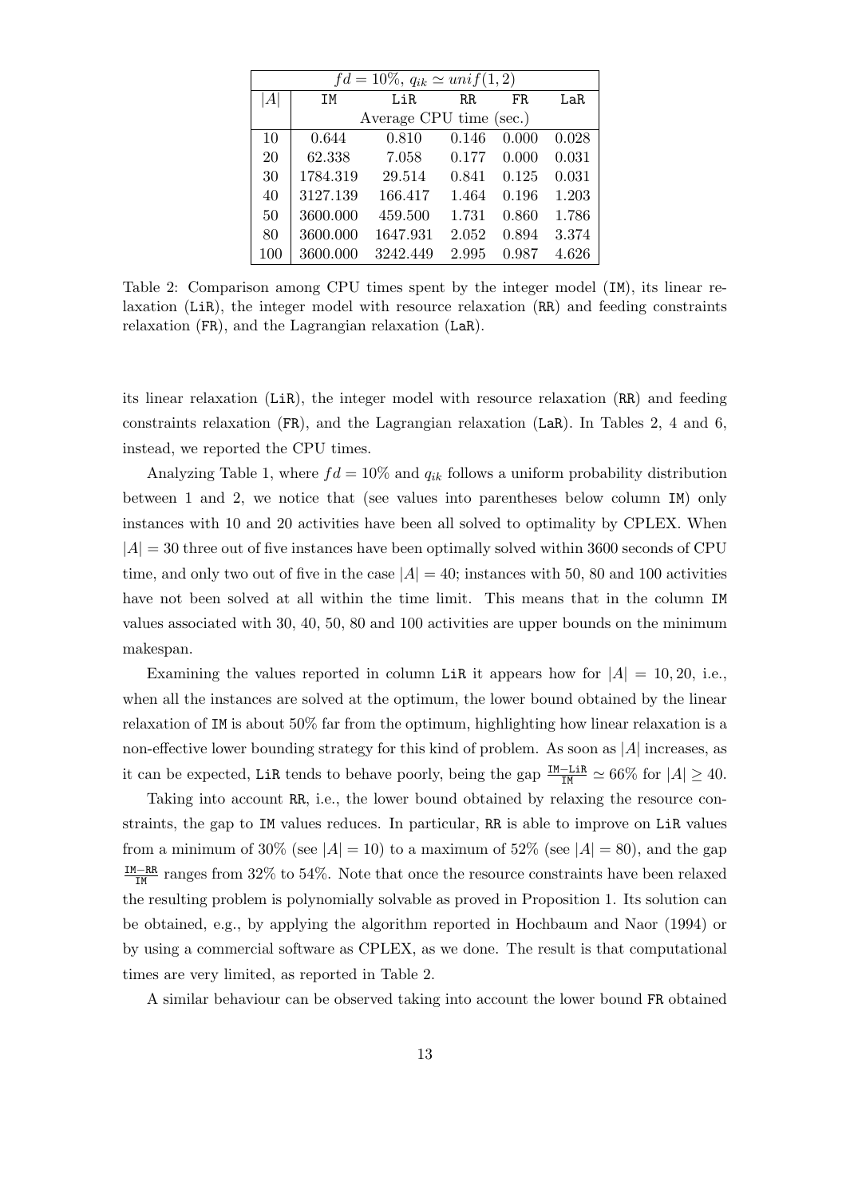| $fd = 10\%$, $q_{ik} \simeq unif(1,2)$ | | | | | |
|---|---|---|---|---|---|
| $\|A\|$ | IM | LiR | RR | FR | LaR |
| | Average CPU time (sec.) | | | | |
| 10 | 0.644 | 0.810 | 0.146 | 0.000 | 0.028 |
| 20 | 62.338 | 7.058 | 0.177 | 0.000 | 0.031 |
| 30 | 1784.319 | 29.514 | 0.841 | 0.125 | 0.031 |
| 40 | 3127.139 | 166.417 | 1.464 | 0.196 | 1.203 |
| 50 | 3600.000 | 459.500 | 1.731 | 0.860 | 1.786 |
| 80 | 3600.000 | 1647.931 | 2.052 | 0.894 | 3.374 |
| 100 | 3600.000 | 3242.449 | 2.995 | 0.987 | 4.626 |

Table 2: Comparison among CPU times spent by the integer model (IM), its linear relaxation (LiR), the integer model with resource relaxation (RR) and feeding constraints relaxation (FR), and the Lagrangian relaxation (LaR).

its linear relaxation (LiR), the integer model with resource relaxation (RR) and feeding constraints relaxation (FR), and the Lagrangian relaxation (LaR). In Tables 2, 4 and 6, instead, we reported the CPU times.

Analyzing Table 1, where $fd = 10\%$ and $q_{ik}$ follows a uniform probability distribution between 1 and 2, we notice that (see values into parentheses below column IM) only instances with 10 and 20 activities have been all solved to optimality by CPLEX. When $|A| = 30$ three out of five instances have been optimally solved within 3600 seconds of CPU time, and only two out of five in the case $|A| = 40$; instances with 50, 80 and 100 activities have not been solved at all within the time limit. This means that in the column IM values associated with 30, 40, 50, 80 and 100 activities are upper bounds on the minimum makespan.

Examining the values reported in column LiR it appears how for $|A| = 10, 20$, i.e., when all the instances are solved at the optimum, the lower bound obtained by the linear relaxation of IM is about 50% far from the optimum, highlighting how linear relaxation is a non-effective lower bounding strategy for this kind of problem. As soon as $|A|$ increases, as it can be expected, LiR tends to behave poorly, being the gap $\frac{\texttt{IM}-\texttt{LiR}}{\texttt{IM}} \simeq 66\%$ for $|A| \geq 40$.

Taking into account RR, i.e., the lower bound obtained by relaxing the resource constraints, the gap to IM values reduces. In particular, RR is able to improve on LiR values from a minimum of 30% (see $|A| = 10$) to a maximum of 52% (see $|A| = 80$), and the gap $\frac{\texttt{IM}-\texttt{RR}}{\texttt{IM}}$ ranges from 32% to 54%. Note that once the resource constraints have been relaxed the resulting problem is polynomially solvable as proved in Proposition 1. Its solution can be obtained, e.g., by applying the algorithm reported in Hochbaum and Naor (1994) or by using a commercial software as CPLEX, as we done. The result is that computational times are very limited, as reported in Table 2.

A similar behaviour can be observed taking into account the lower bound FR obtained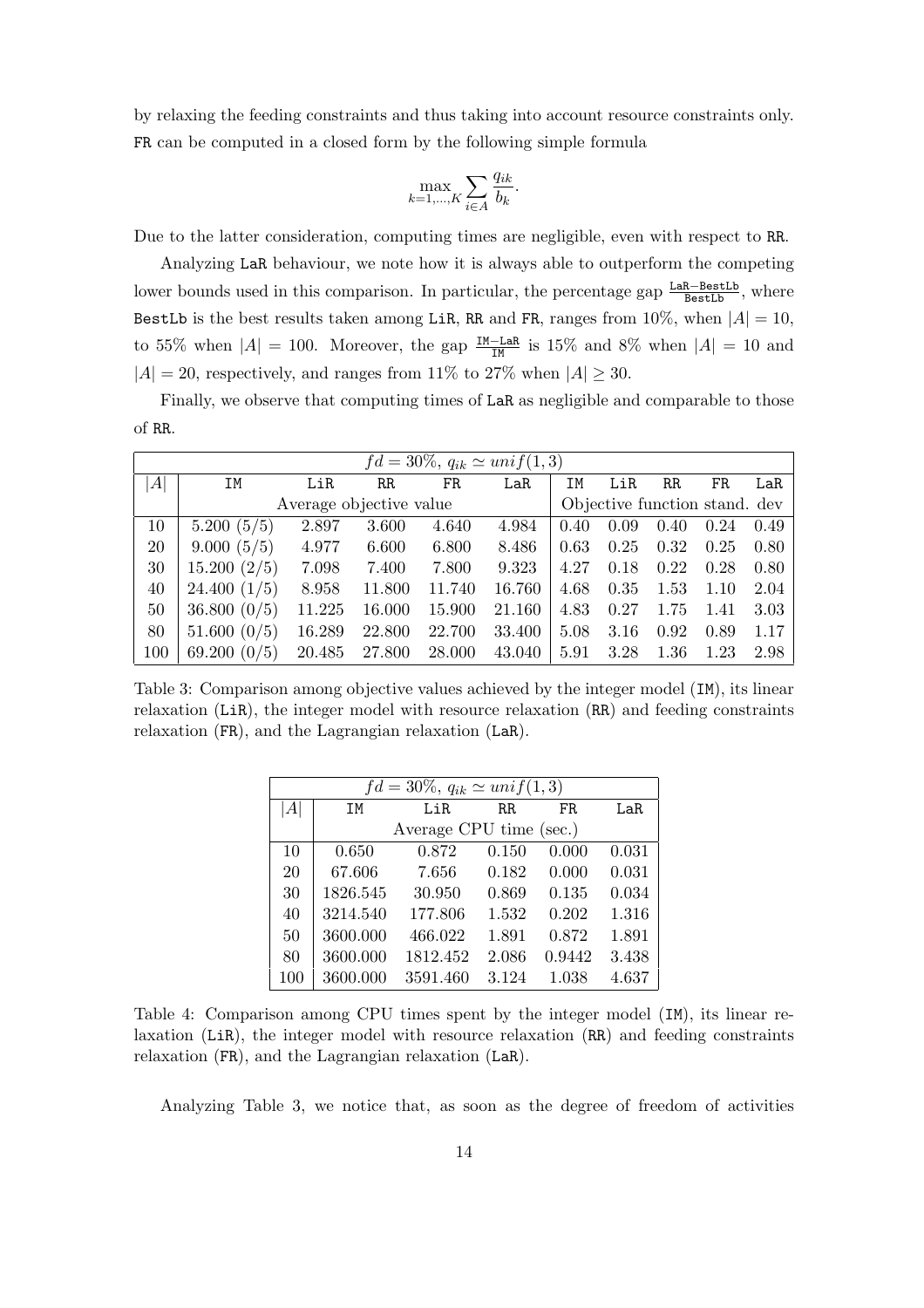by relaxing the feeding constraints and thus taking into account resource constraints only. FR can be computed in a closed form by the following simple formula

$$\max_{k=1,\ldots,K} \sum_{i \in A} \frac{q_{ik}}{b_k}.$$

Due to the latter consideration, computing times are negligible, even with respect to RR.

Analyzing LaR behaviour, we note how it is always able to outperform the competing lower bounds used in this comparison. In particular, the percentage gap $\frac{\texttt{LaR}-\texttt{BestLb}}{\texttt{BestLb}}$, where BestLb is the best results taken among LiR, RR and FR, ranges from 10%, when $|A| = 10$, to 55% when $|A| = 100$. Moreover, the gap $\frac{\texttt{IM}-\texttt{LaR}}{\texttt{IM}}$ is 15% and 8% when $|A| = 10$ and $|A| = 20$, respectively, and ranges from 11% to 27% when $|A| \geq 30$.

Finally, we observe that computing times of LaR as negligible and comparable to those of RR.

| $fd = 30\%$, $q_{ik} \simeq unif(1,3)$ | | | | | | | | | | |
|---|---|---|---|---|---|---|---|---|---|---|
| $\|A\|$ | IM | LiR | RR | FR | LaR | IM | LiR | RR | FR | LaR |
| | Average objective value | | | | | Objective function stand. dev | | | | |
| 10 | 5.200 (5/5) | 2.897 | 3.600 | 4.640 | 4.984 | 0.40 | 0.09 | 0.40 | 0.24 | 0.49 |
| 20 | 9.000 (5/5) | 4.977 | 6.600 | 6.800 | 8.486 | 0.63 | 0.25 | 0.32 | 0.25 | 0.80 |
| 30 | 15.200 (2/5) | 7.098 | 7.400 | 7.800 | 9.323 | 4.27 | 0.18 | 0.22 | 0.28 | 0.80 |
| 40 | 24.400 (1/5) | 8.958 | 11.800 | 11.740 | 16.760 | 4.68 | 0.35 | 1.53 | 1.10 | 2.04 |
| 50 | 36.800 (0/5) | 11.225 | 16.000 | 15.900 | 21.160 | 4.83 | 0.27 | 1.75 | 1.41 | 3.03 |
| 80 | 51.600 (0/5) | 16.289 | 22.800 | 22.700 | 33.400 | 5.08 | 3.16 | 0.92 | 0.89 | 1.17 |
| 100 | 69.200 (0/5) | 20.485 | 27.800 | 28.000 | 43.040 | 5.91 | 3.28 | 1.36 | 1.23 | 2.98 |

Table 3: Comparison among objective values achieved by the integer model (IM), its linear relaxation (LiR), the integer model with resource relaxation (RR) and feeding constraints relaxation (FR), and the Lagrangian relaxation (LaR).

| $fd = 30\%$, $q_{ik} \simeq unif(1,3)$ | | | | | |
|---|---|---|---|---|---|
| $\|A\|$ | IM | LiR | RR | FR | LaR |
| | Average CPU time (sec.) | | | | |
| 10 | 0.650 | 0.872 | 0.150 | 0.000 | 0.031 |
| 20 | 67.606 | 7.656 | 0.182 | 0.000 | 0.031 |
| 30 | 1826.545 | 30.950 | 0.869 | 0.135 | 0.034 |
| 40 | 3214.540 | 177.806 | 1.532 | 0.202 | 1.316 |
| 50 | 3600.000 | 466.022 | 1.891 | 0.872 | 1.891 |
| 80 | 3600.000 | 1812.452 | 2.086 | 0.9442 | 3.438 |
| 100 | 3600.000 | 3591.460 | 3.124 | 1.038 | 4.637 |

Table 4: Comparison among CPU times spent by the integer model (IM), its linear relaxation (LiR), the integer model with resource relaxation (RR) and feeding constraints relaxation (FR), and the Lagrangian relaxation (LaR).

Analyzing Table 3, we notice that, as soon as the degree of freedom of activities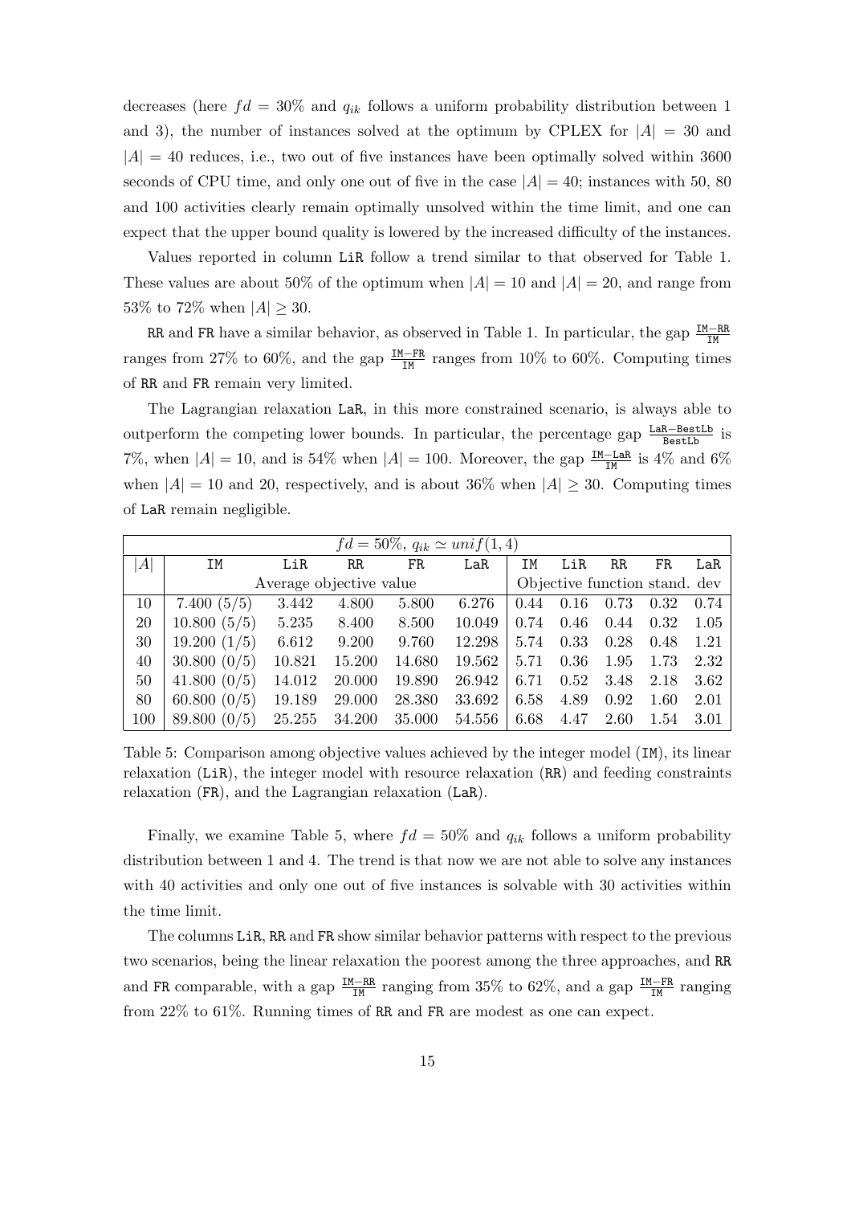decreases (here $fd = 30\%$ and $q_{ik}$ follows a uniform probability distribution between 1 and 3), the number of instances solved at the optimum by CPLEX for $|A| = 30$ and $|A| = 40$ reduces, i.e., two out of five instances have been optimally solved within 3600 seconds of CPU time, and only one out of five in the case $|A| = 40$; instances with 50, 80 and 100 activities clearly remain optimally unsolved within the time limit, and one can expect that the upper bound quality is lowered by the increased difficulty of the instances.

Values reported in column LiR follow a trend similar to that observed for Table 1. These values are about 50% of the optimum when $|A| = 10$ and $|A| = 20$, and range from 53% to 72% when $|A| \geq 30$.

RR and FR have a similar behavior, as observed in Table 1. In particular, the gap $\frac{\text{IM}-\text{RR}}{\text{IM}}$ ranges from 27% to 60%, and the gap $\frac{\text{IM}-\text{FR}}{\text{IM}}$ ranges from 10% to 60%. Computing times of RR and FR remain very limited.

The Lagrangian relaxation LaR, in this more constrained scenario, is always able to outperform the competing lower bounds. In particular, the percentage gap $\frac{\text{LaR}-\text{BestLb}}{\text{BestLb}}$ is 7%, when $|A| = 10$, and is 54% when $|A| = 100$. Moreover, the gap $\frac{\text{IM}-\text{LaR}}{\text{IM}}$ is 4% and 6% when $|A| = 10$ and 20, respectively, and is about 36% when $|A| \geq 30$. Computing times of LaR remain negligible.

| $fd = 50\%$, $q_{ik} \simeq unif(1, 4)$ | | | | | | | | | | |
|---|---|---|---|---|---|---|---|---|---|---|
| $\|A\|$ | IM | LiR | RR | FR | LaR | IM | LiR | RR | FR | LaR |
| | Average objective value | | | | | Objective function stand. dev | | | | |
| 10 | 7.400 (5/5) | 3.442 | 4.800 | 5.800 | 6.276 | 0.44 | 0.16 | 0.73 | 0.32 | 0.74 |
| 20 | 10.800 (5/5) | 5.235 | 8.400 | 8.500 | 10.049 | 0.74 | 0.46 | 0.44 | 0.32 | 1.05 |
| 30 | 19.200 (1/5) | 6.612 | 9.200 | 9.760 | 12.298 | 5.74 | 0.33 | 0.28 | 0.48 | 1.21 |
| 40 | 30.800 (0/5) | 10.821 | 15.200 | 14.680 | 19.562 | 5.71 | 0.36 | 1.95 | 1.73 | 2.32 |
| 50 | 41.800 (0/5) | 14.012 | 20.000 | 19.890 | 26.942 | 6.71 | 0.52 | 3.48 | 2.18 | 3.62 |
| 80 | 60.800 (0/5) | 19.189 | 29.000 | 28.380 | 33.692 | 6.58 | 4.89 | 0.92 | 1.60 | 2.01 |
| 100 | 89.800 (0/5) | 25.255 | 34.200 | 35.000 | 54.556 | 6.68 | 4.47 | 2.60 | 1.54 | 3.01 |

Table 5: Comparison among objective values achieved by the integer model (IM), its linear relaxation (LiR), the integer model with resource relaxation (RR) and feeding constraints relaxation (FR), and the Lagrangian relaxation (LaR).

Finally, we examine Table 5, where $fd = 50\%$ and $q_{ik}$ follows a uniform probability distribution between 1 and 4. The trend is that now we are not able to solve any instances with 40 activities and only one out of five instances is solvable with 30 activities within the time limit.

The columns LiR, RR and FR show similar behavior patterns with respect to the previous two scenarios, being the linear relaxation the poorest among the three approaches, and RR and FR comparable, with a gap $\frac{\text{IM}-\text{RR}}{\text{IM}}$ ranging from 35% to 62%, and a gap $\frac{\text{IM}-\text{FR}}{\text{IM}}$ ranging from 22% to 61%. Running times of RR and FR are modest as one can expect.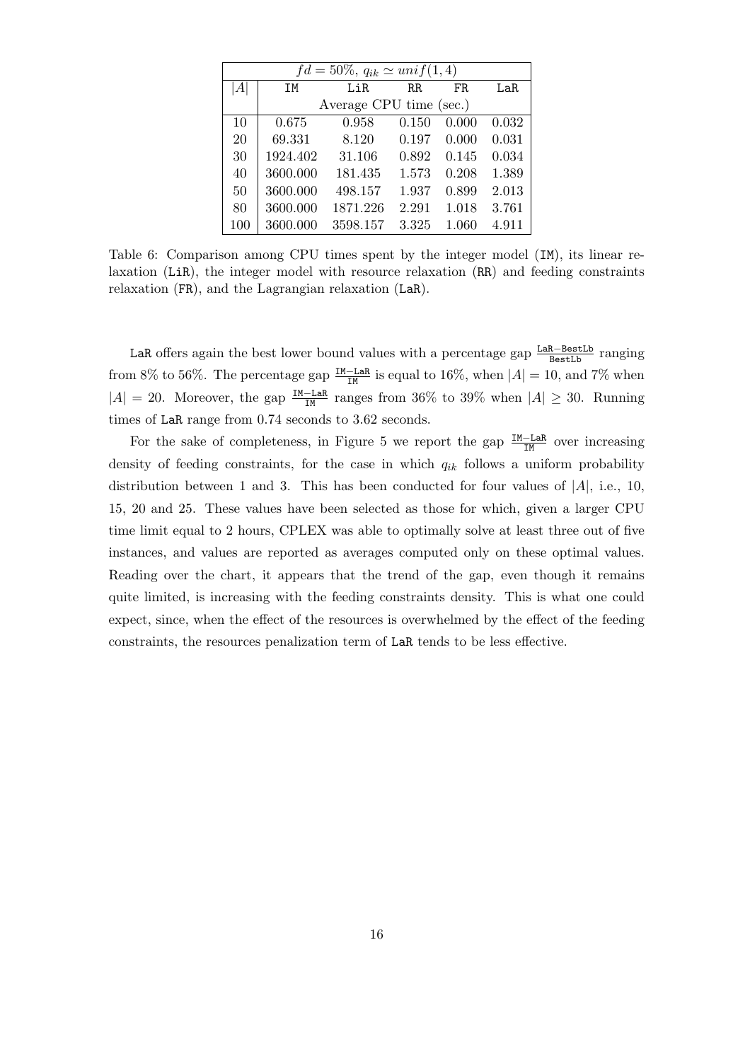| $fd = 50\%$, $q_{ik} \simeq unif(1,4)$ | | | | | |
|---|---|---|---|---|---|
| $\|A\|$ | IM | LiR | RR | FR | LaR |
| | Average CPU time (sec.) | | | | |
| 10 | 0.675 | 0.958 | 0.150 | 0.000 | 0.032 |
| 20 | 69.331 | 8.120 | 0.197 | 0.000 | 0.031 |
| 30 | 1924.402 | 31.106 | 0.892 | 0.145 | 0.034 |
| 40 | 3600.000 | 181.435 | 1.573 | 0.208 | 1.389 |
| 50 | 3600.000 | 498.157 | 1.937 | 0.899 | 2.013 |
| 80 | 3600.000 | 1871.226 | 2.291 | 1.018 | 3.761 |
| 100 | 3600.000 | 3598.157 | 3.325 | 1.060 | 4.911 |

Table 6: Comparison among CPU times spent by the integer model (IM), its linear relaxation (LiR), the integer model with resource relaxation (RR) and feeding constraints relaxation (FR), and the Lagrangian relaxation (LaR).

LaR offers again the best lower bound values with a percentage gap $\frac{\texttt{LaR}-\texttt{BestLb}}{\texttt{BestLb}}$ ranging from 8% to 56%. The percentage gap $\frac{\texttt{IM}-\texttt{LaR}}{\texttt{IM}}$ is equal to 16%, when $|A| = 10$, and 7% when $|A| = 20$. Moreover, the gap $\frac{\texttt{IM}-\texttt{LaR}}{\texttt{IM}}$ ranges from 36% to 39% when $|A| \geq 30$. Running times of LaR range from 0.74 seconds to 3.62 seconds.

For the sake of completeness, in Figure 5 we report the gap $\frac{\texttt{IM}-\texttt{LaR}}{\texttt{IM}}$ over increasing density of feeding constraints, for the case in which $q_{ik}$ follows a uniform probability distribution between 1 and 3. This has been conducted for four values of $|A|$, i.e., 10, 15, 20 and 25. These values have been selected as those for which, given a larger CPU time limit equal to 2 hours, CPLEX was able to optimally solve at least three out of five instances, and values are reported as averages computed only on these optimal values. Reading over the chart, it appears that the trend of the gap, even though it remains quite limited, is increasing with the feeding constraints density. This is what one could expect, since, when the effect of the resources is overwhelmed by the effect of the feeding constraints, the resources penalization term of LaR tends to be less effective.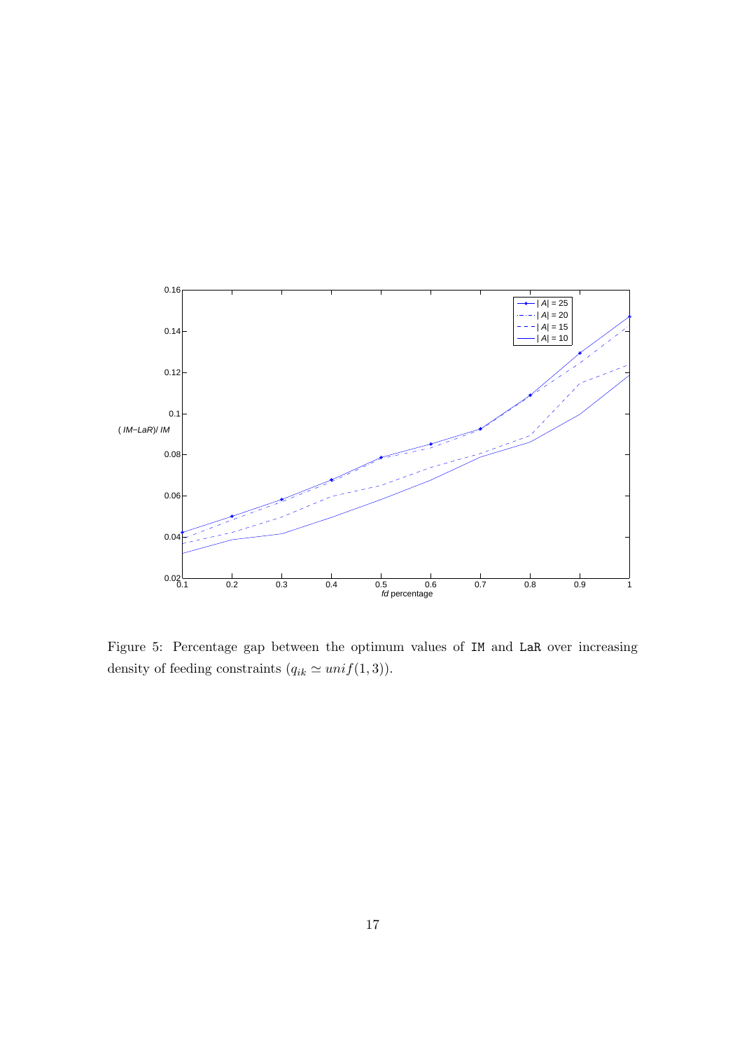Figure 5: Percentage gap between the optimum values of IM and LaR over increasing density of feeding constraints ($q_{ik} \simeq unif(1,3)$).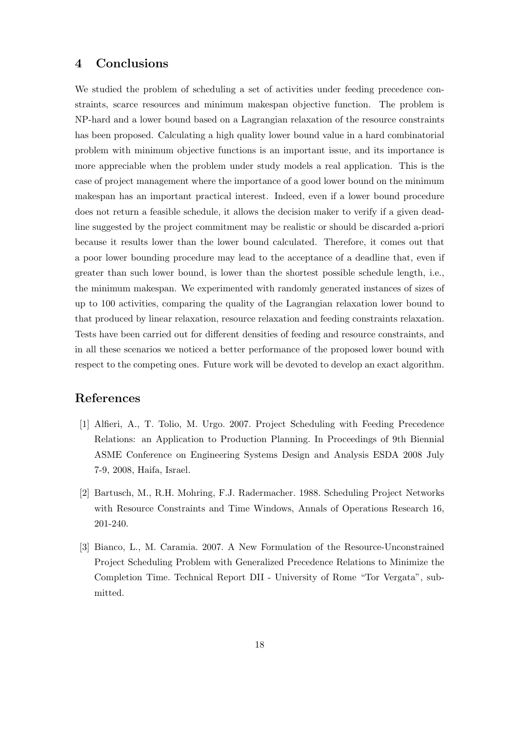## 4 Conclusions

We studied the problem of scheduling a set of activities under feeding precedence constraints, scarce resources and minimum makespan objective function. The problem is NP-hard and a lower bound based on a Lagrangian relaxation of the resource constraints has been proposed. Calculating a high quality lower bound value in a hard combinatorial problem with minimum objective functions is an important issue, and its importance is more appreciable when the problem under study models a real application. This is the case of project management where the importance of a good lower bound on the minimum makespan has an important practical interest. Indeed, even if a lower bound procedure does not return a feasible schedule, it allows the decision maker to verify if a given deadline suggested by the project commitment may be realistic or should be discarded a-priori because it results lower than the lower bound calculated. Therefore, it comes out that a poor lower bounding procedure may lead to the acceptance of a deadline that, even if greater than such lower bound, is lower than the shortest possible schedule length, i.e., the minimum makespan. We experimented with randomly generated instances of sizes of up to 100 activities, comparing the quality of the Lagrangian relaxation lower bound to that produced by linear relaxation, resource relaxation and feeding constraints relaxation. Tests have been carried out for different densities of feeding and resource constraints, and in all these scenarios we noticed a better performance of the proposed lower bound with respect to the competing ones. Future work will be devoted to develop an exact algorithm.

## References

[1] Alfieri, A., T. Tolio, M. Urgo. 2007. Project Scheduling with Feeding Precedence Relations: an Application to Production Planning. In Proceedings of 9th Biennial ASME Conference on Engineering Systems Design and Analysis ESDA 2008 July 7-9, 2008, Haifa, Israel.

[2] Bartusch, M., R.H. Mohring, F.J. Radermacher. 1988. Scheduling Project Networks with Resource Constraints and Time Windows, Annals of Operations Research 16, 201-240.

[3] Bianco, L., M. Caramia. 2007. A New Formulation of the Resource-Unconstrained Project Scheduling Problem with Generalized Precedence Relations to Minimize the Completion Time. Technical Report DII - University of Rome "Tor Vergata", submitted.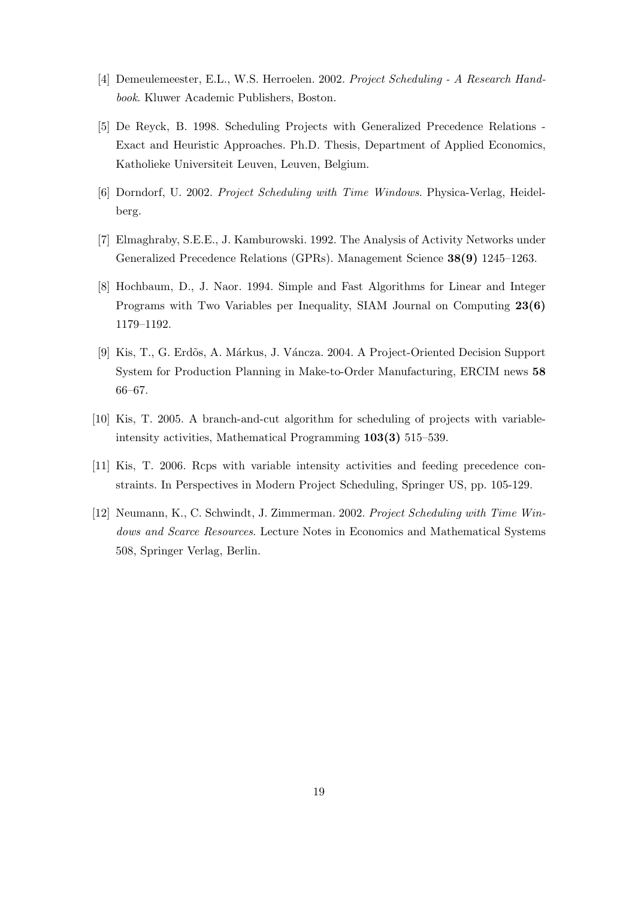[4] Demeulemeester, E.L., W.S. Herroelen. 2002. *Project Scheduling - A Research Handbook*. Kluwer Academic Publishers, Boston.

[5] De Reyck, B. 1998. Scheduling Projects with Generalized Precedence Relations - Exact and Heuristic Approaches. Ph.D. Thesis, Department of Applied Economics, Katholieke Universiteit Leuven, Leuven, Belgium.

[6] Dorndorf, U. 2002. *Project Scheduling with Time Windows*. Physica-Verlag, Heidelberg.

[7] Elmaghraby, S.E.E., J. Kamburowski. 1992. The Analysis of Activity Networks under Generalized Precedence Relations (GPRs). Management Science **38(9)** 1245–1263.

[8] Hochbaum, D., J. Naor. 1994. Simple and Fast Algorithms for Linear and Integer Programs with Two Variables per Inequality, SIAM Journal on Computing **23(6)** 1179–1192.

[9] Kis, T., G. Erdõs, A. Márkus, J. Váncza. 2004. A Project-Oriented Decision Support System for Production Planning in Make-to-Order Manufacturing, ERCIM news **58** 66–67.

[10] Kis, T. 2005. A branch-and-cut algorithm for scheduling of projects with variable-intensity activities, Mathematical Programming **103(3)** 515–539.

[11] Kis, T. 2006. Rcps with variable intensity activities and feeding precedence constraints. In Perspectives in Modern Project Scheduling, Springer US, pp. 105-129.

[12] Neumann, K., C. Schwindt, J. Zimmerman. 2002. *Project Scheduling with Time Windows and Scarce Resources*. Lecture Notes in Economics and Mathematical Systems 508, Springer Verlag, Berlin.